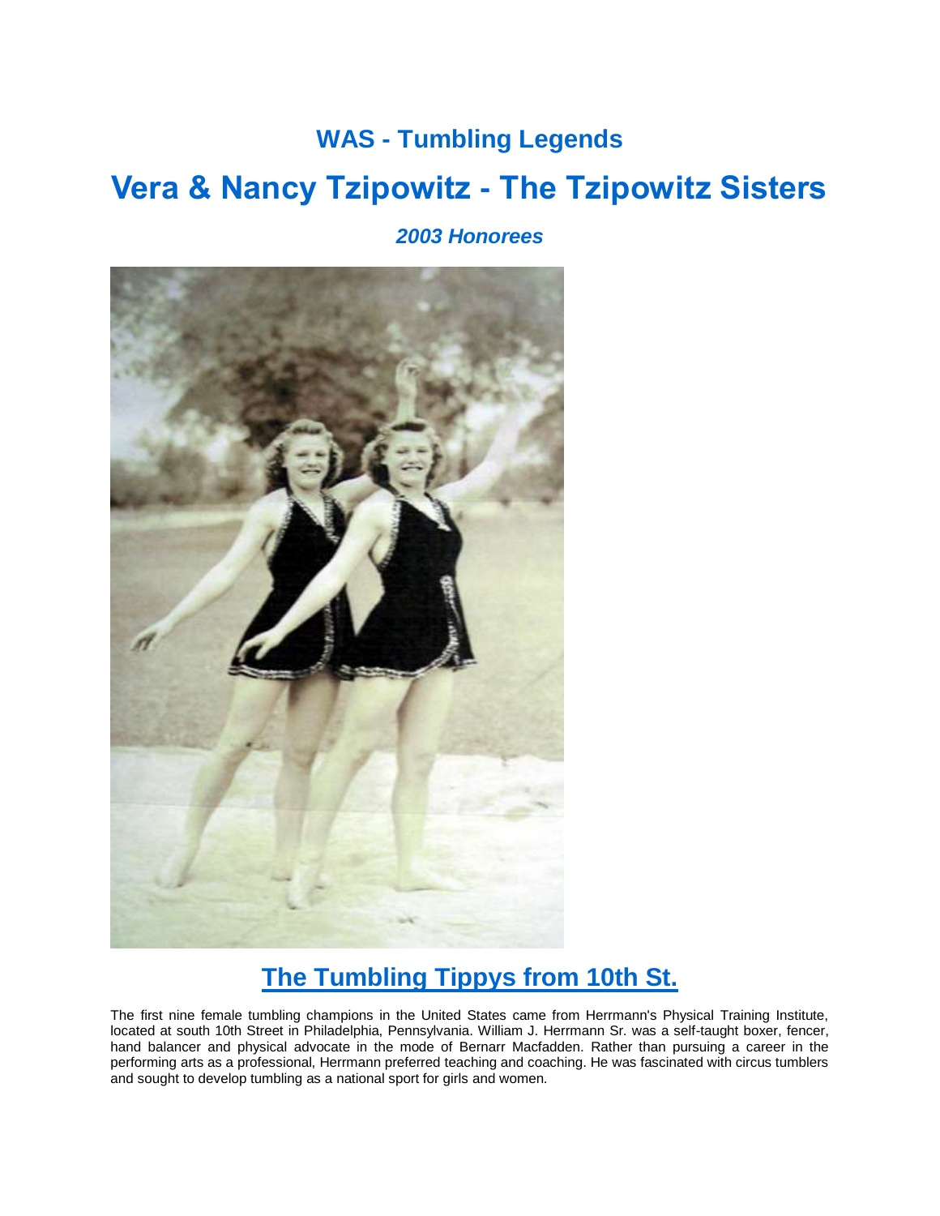## WAS - Tumbling Legends

# Vera & Nancy Tzipowitz - The Tzipowitz Sisters

***2003 Honorees***

## The Tumbling Tippys from 10th St.

The first nine female tumbling champions in the United States came from Herrmann's Physical Training Institute, located at south 10th Street in Philadelphia, Pennsylvania. William J. Herrmann Sr. was a self-taught boxer, fencer, hand balancer and physical advocate in the mode of Bernarr Macfadden. Rather than pursuing a career in the performing arts as a professional, Herrmann preferred teaching and coaching. He was fascinated with circus tumblers and sought to develop tumbling as a national sport for girls and women.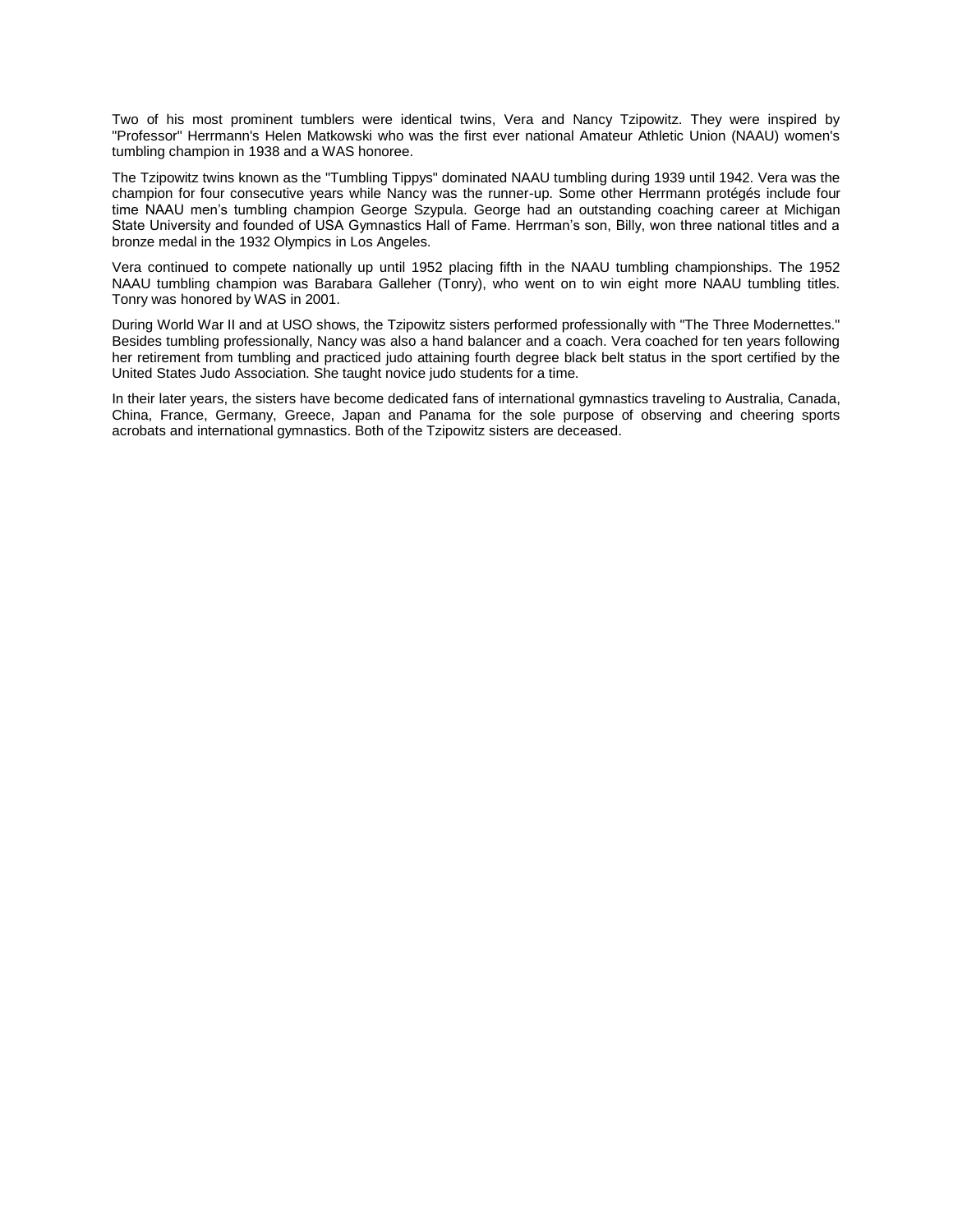Two of his most prominent tumblers were identical twins, Vera and Nancy Tzipowitz. They were inspired by "Professor" Herrmann's Helen Matkowski who was the first ever national Amateur Athletic Union (NAAU) women's tumbling champion in 1938 and a WAS honoree.

The Tzipowitz twins known as the "Tumbling Tippys" dominated NAAU tumbling during 1939 until 1942. Vera was the champion for four consecutive years while Nancy was the runner-up. Some other Herrmann protégés include four time NAAU men's tumbling champion George Szypula. George had an outstanding coaching career at Michigan State University and founded of USA Gymnastics Hall of Fame. Herrman's son, Billy, won three national titles and a bronze medal in the 1932 Olympics in Los Angeles.

Vera continued to compete nationally up until 1952 placing fifth in the NAAU tumbling championships. The 1952 NAAU tumbling champion was Barabara Galleher (Tonry), who went on to win eight more NAAU tumbling titles. Tonry was honored by WAS in 2001.

During World War II and at USO shows, the Tzipowitz sisters performed professionally with "The Three Modernettes." Besides tumbling professionally, Nancy was also a hand balancer and a coach. Vera coached for ten years following her retirement from tumbling and practiced judo attaining fourth degree black belt status in the sport certified by the United States Judo Association. She taught novice judo students for a time.

In their later years, the sisters have become dedicated fans of international gymnastics traveling to Australia, Canada, China, France, Germany, Greece, Japan and Panama for the sole purpose of observing and cheering sports acrobats and international gymnastics. Both of the Tzipowitz sisters are deceased.